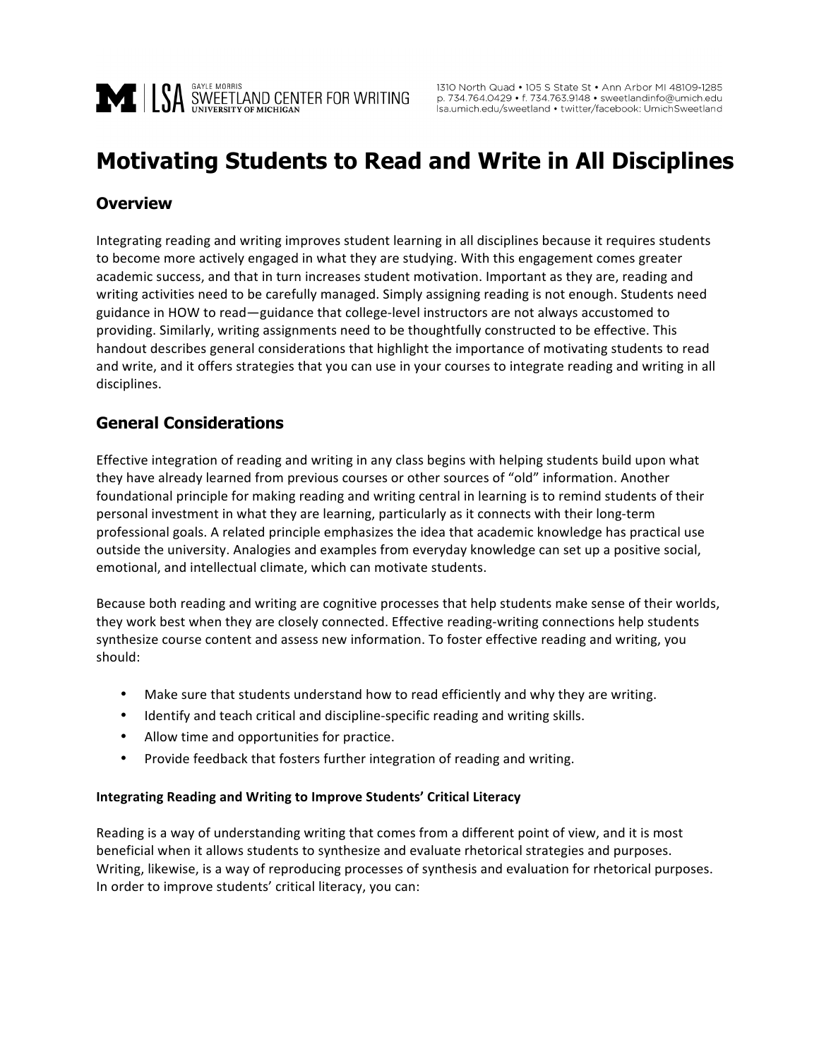# Motivating Students to Read and Write in All Disciplines

## Overview

Integrating reading and writing improves student learning in all disciplines because it requires students to become more actively engaged in what they are studying. With this engagement comes greater academic success, and that in turn increases student motivation. Important as they are, reading and writing activities need to be carefully managed. Simply assigning reading is not enough. Students need guidance in HOW to read—guidance that college-level instructors are not always accustomed to providing. Similarly, writing assignments need to be thoughtfully constructed to be effective. This handout describes general considerations that highlight the importance of motivating students to read and write, and it offers strategies that you can use in your courses to integrate reading and writing in all disciplines.

## General Considerations

Effective integration of reading and writing in any class begins with helping students build upon what they have already learned from previous courses or other sources of "old" information. Another foundational principle for making reading and writing central in learning is to remind students of their personal investment in what they are learning, particularly as it connects with their long-term professional goals. A related principle emphasizes the idea that academic knowledge has practical use outside the university. Analogies and examples from everyday knowledge can set up a positive social, emotional, and intellectual climate, which can motivate students.

Because both reading and writing are cognitive processes that help students make sense of their worlds, they work best when they are closely connected. Effective reading-writing connections help students synthesize course content and assess new information. To foster effective reading and writing, you should:

- Make sure that students understand how to read efficiently and why they are writing.
- Identify and teach critical and discipline-specific reading and writing skills.
- Allow time and opportunities for practice.
- Provide feedback that fosters further integration of reading and writing.

#### Integrating Reading and Writing to Improve Students' Critical Literacy

Reading is a way of understanding writing that comes from a different point of view, and it is most beneficial when it allows students to synthesize and evaluate rhetorical strategies and purposes. Writing, likewise, is a way of reproducing processes of synthesis and evaluation for rhetorical purposes. In order to improve students' critical literacy, you can: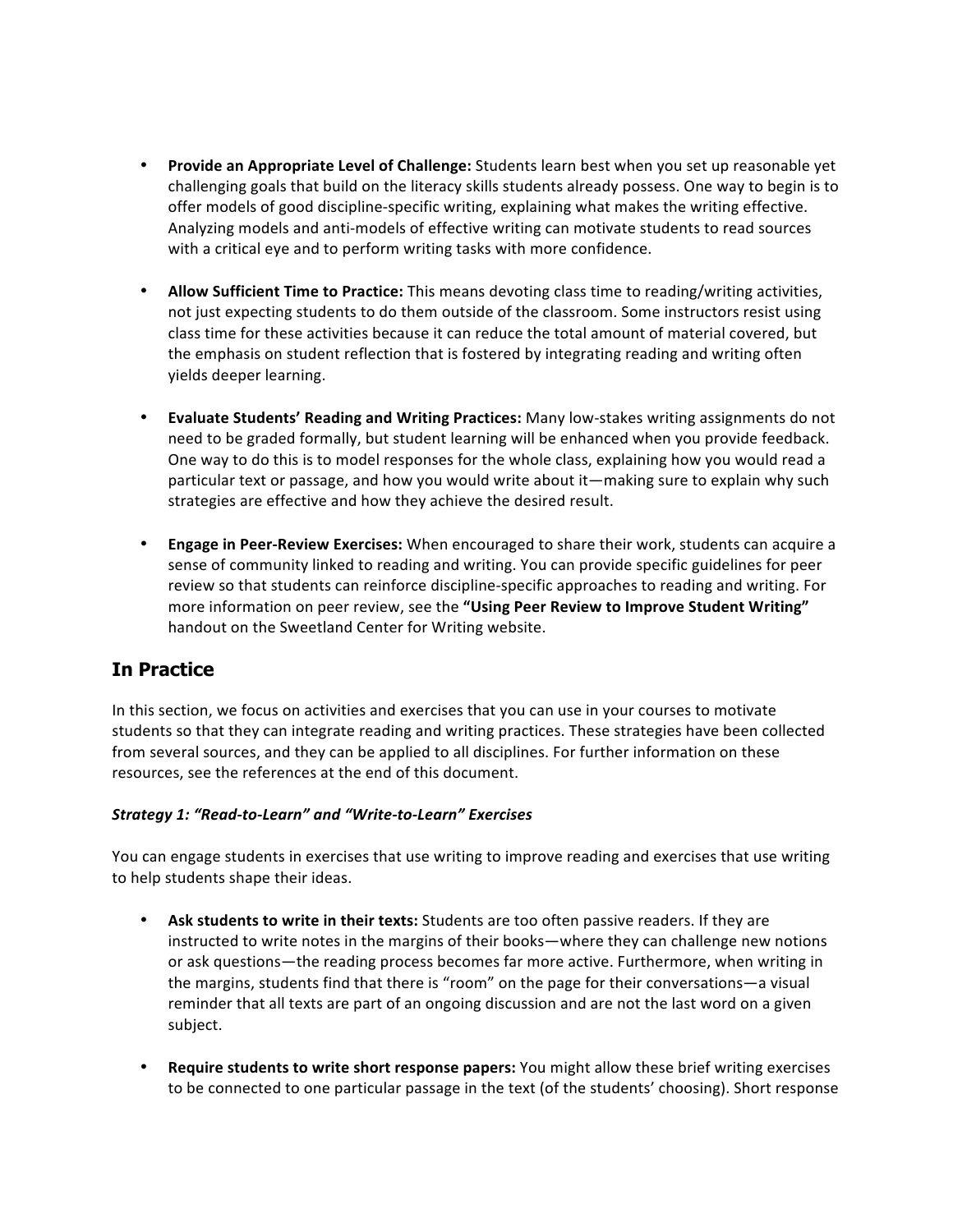- **Provide an Appropriate Level of Challenge:** Students learn best when you set up reasonable yet challenging goals that build on the literacy skills students already possess. One way to begin is to offer models of good discipline-specific writing, explaining what makes the writing effective. Analyzing models and anti-models of effective writing can motivate students to read sources with a critical eye and to perform writing tasks with more confidence.

- **Allow Sufficient Time to Practice:** This means devoting class time to reading/writing activities, not just expecting students to do them outside of the classroom. Some instructors resist using class time for these activities because it can reduce the total amount of material covered, but the emphasis on student reflection that is fostered by integrating reading and writing often yields deeper learning.

- **Evaluate Students' Reading and Writing Practices:** Many low-stakes writing assignments do not need to be graded formally, but student learning will be enhanced when you provide feedback. One way to do this is to model responses for the whole class, explaining how you would read a particular text or passage, and how you would write about it—making sure to explain why such strategies are effective and how they achieve the desired result.

- **Engage in Peer-Review Exercises:** When encouraged to share their work, students can acquire a sense of community linked to reading and writing. You can provide specific guidelines for peer review so that students can reinforce discipline-specific approaches to reading and writing. For more information on peer review, see the **"Using Peer Review to Improve Student Writing"** handout on the Sweetland Center for Writing website.

## In Practice

In this section, we focus on activities and exercises that you can use in your courses to motivate students so that they can integrate reading and writing practices. These strategies have been collected from several sources, and they can be applied to all disciplines. For further information on these resources, see the references at the end of this document.

***Strategy 1: "Read-to-Learn" and "Write-to-Learn" Exercises***

You can engage students in exercises that use writing to improve reading and exercises that use writing to help students shape their ideas.

- **Ask students to write in their texts:** Students are too often passive readers. If they are instructed to write notes in the margins of their books—where they can challenge new notions or ask questions—the reading process becomes far more active. Furthermore, when writing in the margins, students find that there is "room" on the page for their conversations—a visual reminder that all texts are part of an ongoing discussion and are not the last word on a given subject.

- **Require students to write short response papers:** You might allow these brief writing exercises to be connected to one particular passage in the text (of the students' choosing). Short response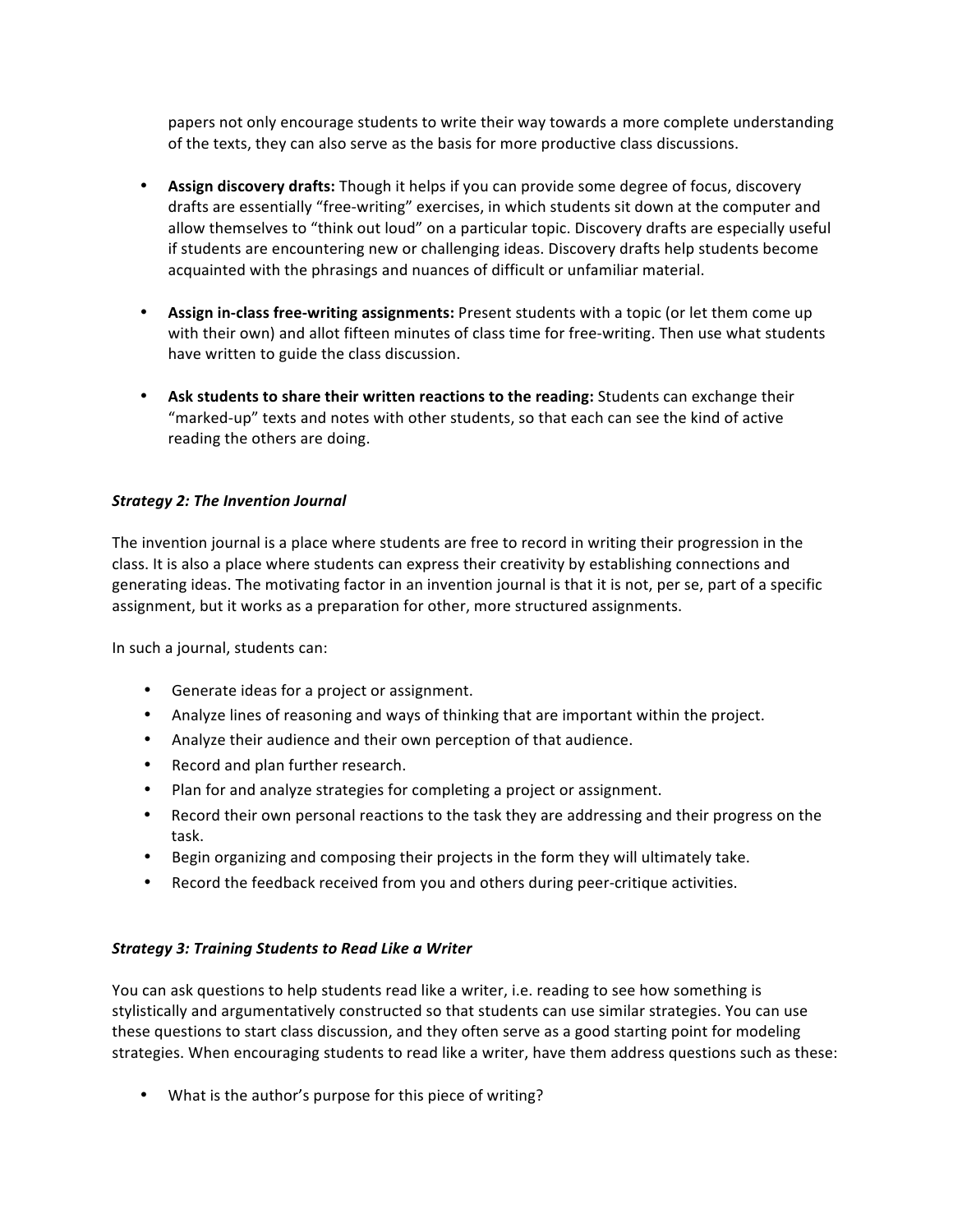papers not only encourage students to write their way towards a more complete understanding of the texts, they can also serve as the basis for more productive class discussions.

- **Assign discovery drafts:** Though it helps if you can provide some degree of focus, discovery drafts are essentially "free-writing" exercises, in which students sit down at the computer and allow themselves to "think out loud" on a particular topic. Discovery drafts are especially useful if students are encountering new or challenging ideas. Discovery drafts help students become acquainted with the phrasings and nuances of difficult or unfamiliar material.

- **Assign in-class free-writing assignments:** Present students with a topic (or let them come up with their own) and allot fifteen minutes of class time for free-writing. Then use what students have written to guide the class discussion.

- **Ask students to share their written reactions to the reading:** Students can exchange their "marked-up" texts and notes with other students, so that each can see the kind of active reading the others are doing.

***Strategy 2: The Invention Journal***

The invention journal is a place where students are free to record in writing their progression in the class. It is also a place where students can express their creativity by establishing connections and generating ideas. The motivating factor in an invention journal is that it is not, per se, part of a specific assignment, but it works as a preparation for other, more structured assignments.

In such a journal, students can:

- Generate ideas for a project or assignment.
- Analyze lines of reasoning and ways of thinking that are important within the project.
- Analyze their audience and their own perception of that audience.
- Record and plan further research.
- Plan for and analyze strategies for completing a project or assignment.
- Record their own personal reactions to the task they are addressing and their progress on the task.
- Begin organizing and composing their projects in the form they will ultimately take.
- Record the feedback received from you and others during peer-critique activities.

***Strategy 3: Training Students to Read Like a Writer***

You can ask questions to help students read like a writer, i.e. reading to see how something is stylistically and argumentatively constructed so that students can use similar strategies. You can use these questions to start class discussion, and they often serve as a good starting point for modeling strategies. When encouraging students to read like a writer, have them address questions such as these:

- What is the author's purpose for this piece of writing?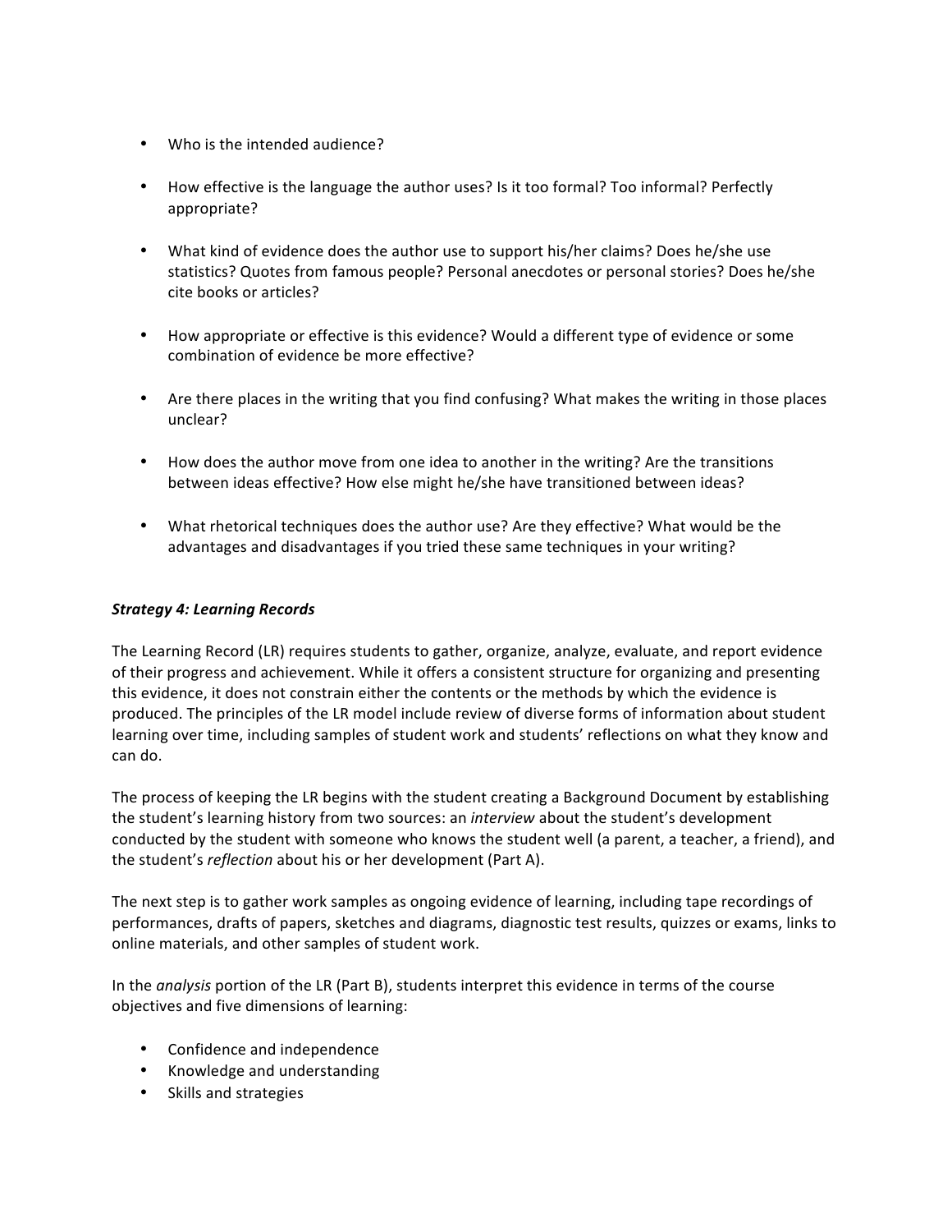- Who is the intended audience?

- How effective is the language the author uses? Is it too formal? Too informal? Perfectly appropriate?

- What kind of evidence does the author use to support his/her claims? Does he/she use statistics? Quotes from famous people? Personal anecdotes or personal stories? Does he/she cite books or articles?

- How appropriate or effective is this evidence? Would a different type of evidence or some combination of evidence be more effective?

- Are there places in the writing that you find confusing? What makes the writing in those places unclear?

- How does the author move from one idea to another in the writing? Are the transitions between ideas effective? How else might he/she have transitioned between ideas?

- What rhetorical techniques does the author use? Are they effective? What would be the advantages and disadvantages if you tried these same techniques in your writing?

***Strategy 4: Learning Records***

The Learning Record (LR) requires students to gather, organize, analyze, evaluate, and report evidence of their progress and achievement. While it offers a consistent structure for organizing and presenting this evidence, it does not constrain either the contents or the methods by which the evidence is produced. The principles of the LR model include review of diverse forms of information about student learning over time, including samples of student work and students' reflections on what they know and can do.

The process of keeping the LR begins with the student creating a Background Document by establishing the student's learning history from two sources: an *interview* about the student's development conducted by the student with someone who knows the student well (a parent, a teacher, a friend), and the student's *reflection* about his or her development (Part A).

The next step is to gather work samples as ongoing evidence of learning, including tape recordings of performances, drafts of papers, sketches and diagrams, diagnostic test results, quizzes or exams, links to online materials, and other samples of student work.

In the *analysis* portion of the LR (Part B), students interpret this evidence in terms of the course objectives and five dimensions of learning:

- Confidence and independence
- Knowledge and understanding
- Skills and strategies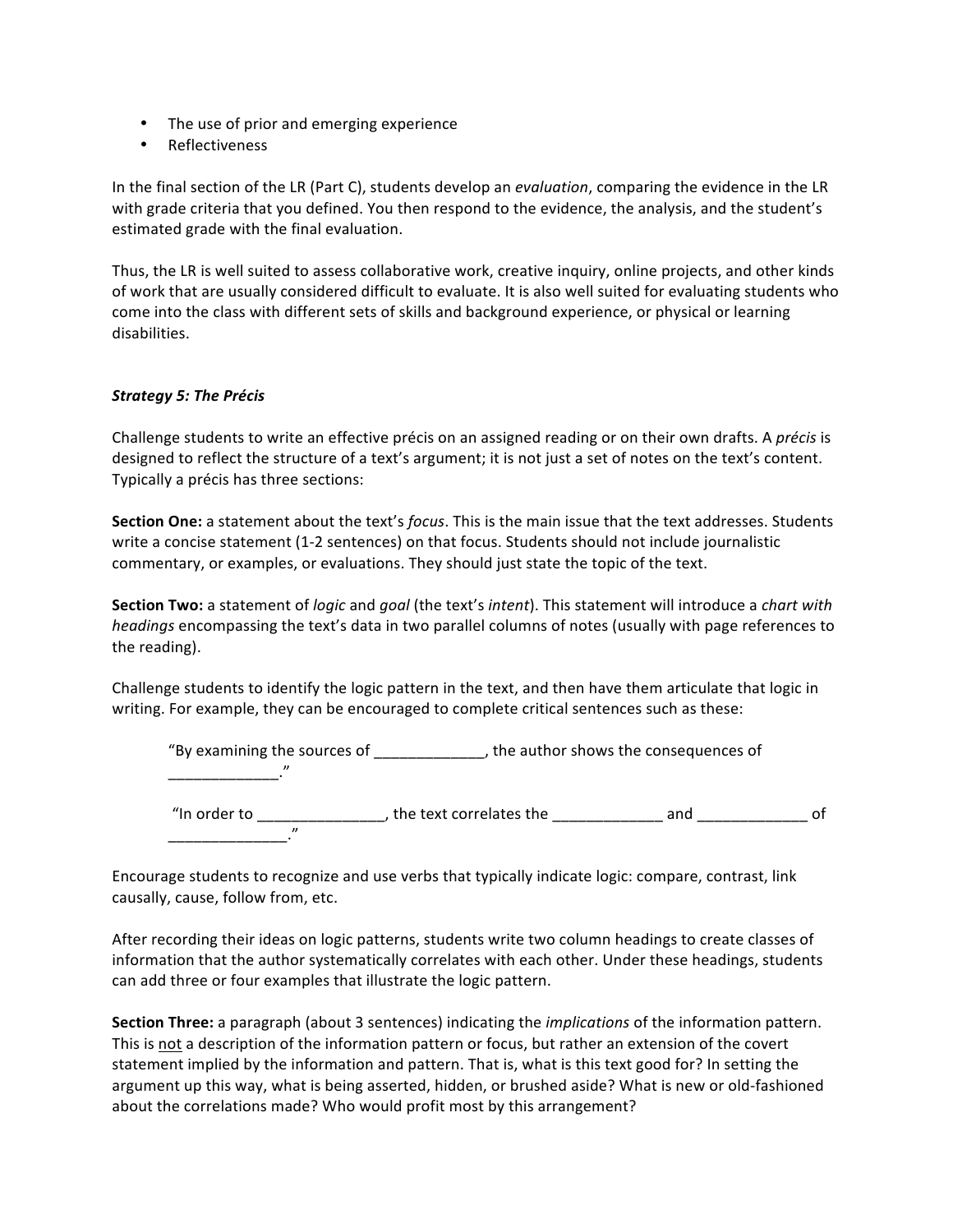- The use of prior and emerging experience
- Reflectiveness

In the final section of the LR (Part C), students develop an *evaluation*, comparing the evidence in the LR with grade criteria that you defined. You then respond to the evidence, the analysis, and the student's estimated grade with the final evaluation.

Thus, the LR is well suited to assess collaborative work, creative inquiry, online projects, and other kinds of work that are usually considered difficult to evaluate. It is also well suited for evaluating students who come into the class with different sets of skills and background experience, or physical or learning disabilities.

***Strategy 5: The Précis***

Challenge students to write an effective précis on an assigned reading or on their own drafts. A *précis* is designed to reflect the structure of a text's argument; it is not just a set of notes on the text's content. Typically a précis has three sections:

**Section One:** a statement about the text's *focus*. This is the main issue that the text addresses. Students write a concise statement (1-2 sentences) on that focus. Students should not include journalistic commentary, or examples, or evaluations. They should just state the topic of the text.

**Section Two:** a statement of *logic* and *goal* (the text's *intent*). This statement will introduce a *chart with headings* encompassing the text's data in two parallel columns of notes (usually with page references to the reading).

Challenge students to identify the logic pattern in the text, and then have them articulate that logic in writing. For example, they can be encouraged to complete critical sentences such as these:

> "By examining the sources of _____________, the author shows the consequences of _____________."
>
> "In order to _______________, the text correlates the _____________ and _____________ of ______________."

Encourage students to recognize and use verbs that typically indicate logic: compare, contrast, link causally, cause, follow from, etc.

After recording their ideas on logic patterns, students write two column headings to create classes of information that the author systematically correlates with each other. Under these headings, students can add three or four examples that illustrate the logic pattern.

**Section Three:** a paragraph (about 3 sentences) indicating the *implications* of the information pattern. This is <u>not</u> a description of the information pattern or focus, but rather an extension of the covert statement implied by the information and pattern. That is, what is this text good for? In setting the argument up this way, what is being asserted, hidden, or brushed aside? What is new or old-fashioned about the correlations made? Who would profit most by this arrangement?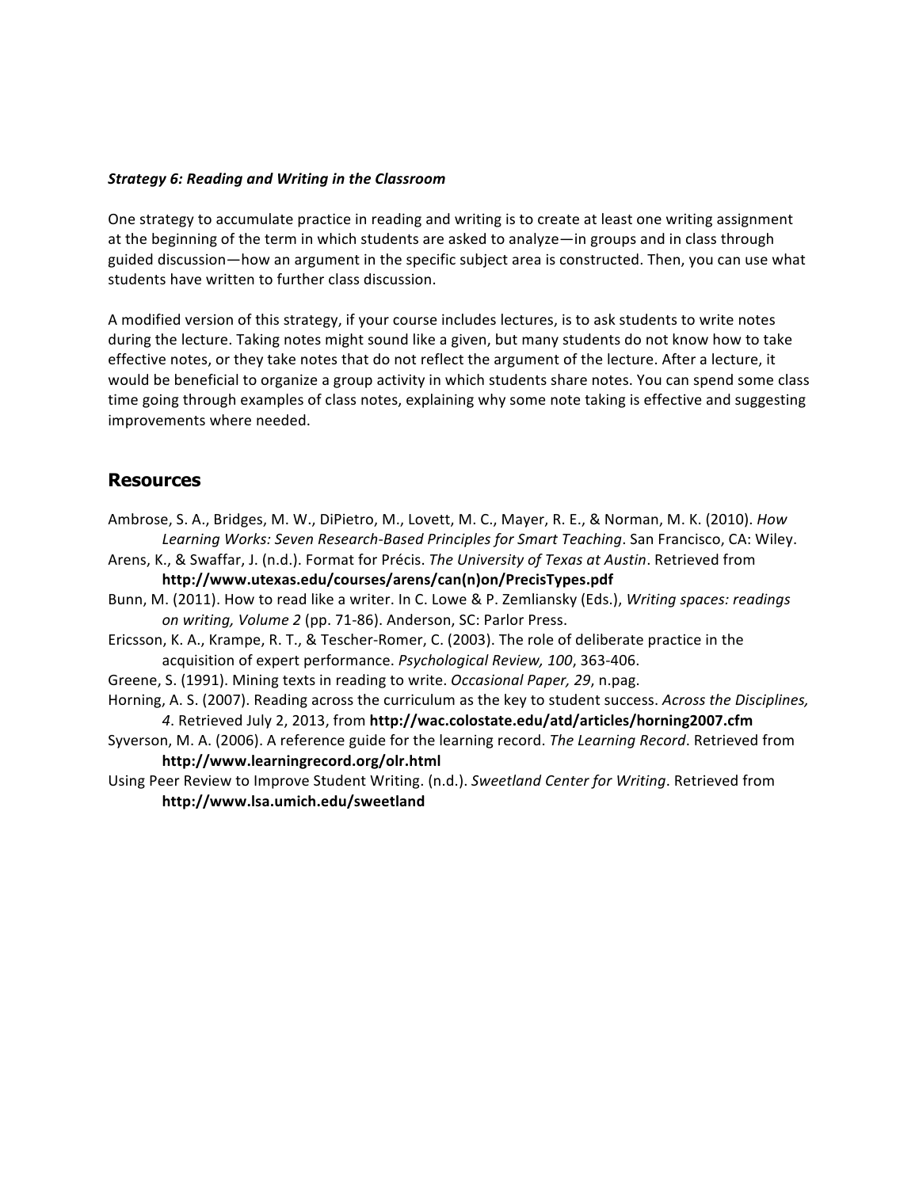***Strategy 6: Reading and Writing in the Classroom***

One strategy to accumulate practice in reading and writing is to create at least one writing assignment at the beginning of the term in which students are asked to analyze—in groups and in class through guided discussion—how an argument in the specific subject area is constructed. Then, you can use what students have written to further class discussion.

A modified version of this strategy, if your course includes lectures, is to ask students to write notes during the lecture. Taking notes might sound like a given, but many students do not know how to take effective notes, or they take notes that do not reflect the argument of the lecture. After a lecture, it would be beneficial to organize a group activity in which students share notes. You can spend some class time going through examples of class notes, explaining why some note taking is effective and suggesting improvements where needed.

## Resources

Ambrose, S. A., Bridges, M. W., DiPietro, M., Lovett, M. C., Mayer, R. E., & Norman, M. K. (2010). *How Learning Works: Seven Research-Based Principles for Smart Teaching*. San Francisco, CA: Wiley.

Arens, K., & Swaffar, J. (n.d.). Format for Précis. *The University of Texas at Austin*. Retrieved from **http://www.utexas.edu/courses/arens/can(n)on/PrecisTypes.pdf**

Bunn, M. (2011). How to read like a writer. In C. Lowe & P. Zemliansky (Eds.), *Writing spaces: readings on writing, Volume 2* (pp. 71-86). Anderson, SC: Parlor Press.

Ericsson, K. A., Krampe, R. T., & Tescher-Romer, C. (2003). The role of deliberate practice in the acquisition of expert performance. *Psychological Review, 100*, 363-406.

Greene, S. (1991). Mining texts in reading to write. *Occasional Paper, 29*, n.pag.

Horning, A. S. (2007). Reading across the curriculum as the key to student success. *Across the Disciplines, 4*. Retrieved July 2, 2013, from **http://wac.colostate.edu/atd/articles/horning2007.cfm**

Syverson, M. A. (2006). A reference guide for the learning record. *The Learning Record*. Retrieved from **http://www.learningrecord.org/olr.html**

Using Peer Review to Improve Student Writing. (n.d.). *Sweetland Center for Writing*. Retrieved from **http://www.lsa.umich.edu/sweetland**